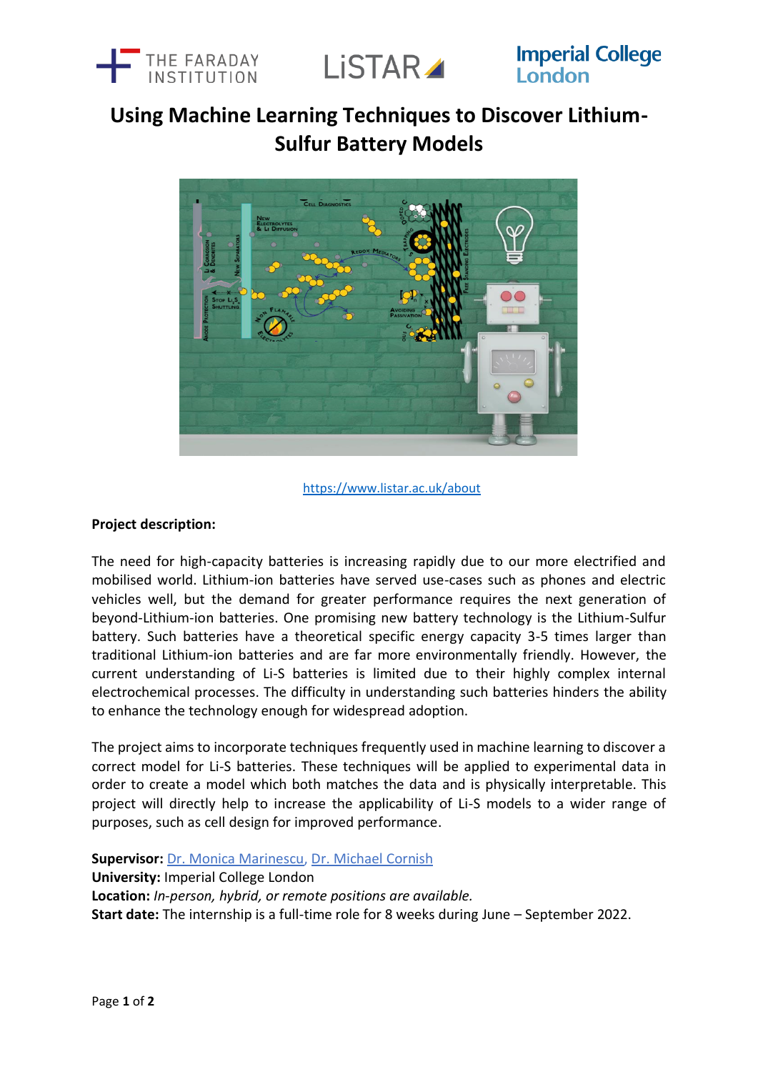# Using Machine Learning Techniques to Discover Lithium-Sulfur Battery Models

https://www.listar.ac.uk/about

**Project description:**

The need for high-capacity batteries is increasing rapidly due to our more electrified and mobilised world. Lithium-ion batteries have served use-cases such as phones and electric vehicles well, but the demand for greater performance requires the next generation of beyond-Lithium-ion batteries. One promising new battery technology is the Lithium-Sulfur battery. Such batteries have a theoretical specific energy capacity 3-5 times larger than traditional Lithium-ion batteries and are far more environmentally friendly. However, the current understanding of Li-S batteries is limited due to their highly complex internal electrochemical processes. The difficulty in understanding such batteries hinders the ability to enhance the technology enough for widespread adoption.

The project aims to incorporate techniques frequently used in machine learning to discover a correct model for Li-S batteries. These techniques will be applied to experimental data in order to create a model which both matches the data and is physically interpretable. This project will directly help to increase the applicability of Li-S models to a wider range of purposes, such as cell design for improved performance.

**Supervisor:** Dr. Monica Marinescu, Dr. Michael Cornish
**University:** Imperial College London
**Location:** *In-person, hybrid, or remote positions are available.*
**Start date:** The internship is a full-time role for 8 weeks during June – September 2022.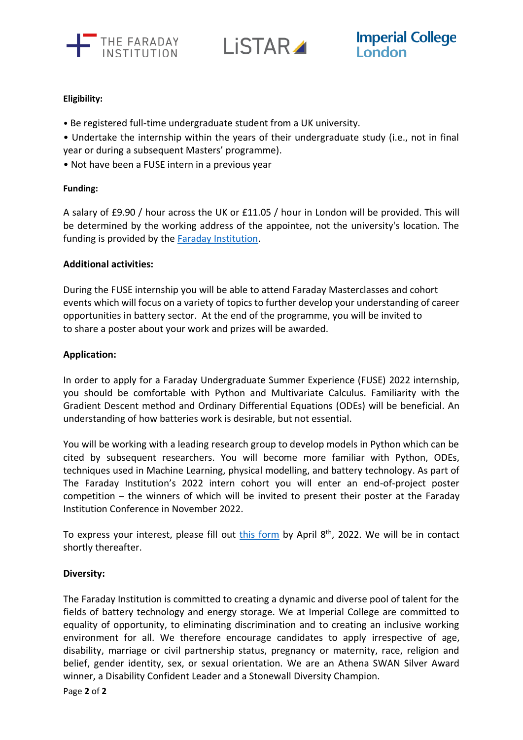**Eligibility:**

- Be registered full-time undergraduate student from a UK university.
- Undertake the internship within the years of their undergraduate study (i.e., not in final year or during a subsequent Masters' programme).
- Not have been a FUSE intern in a previous year

**Funding:**

A salary of £9.90 / hour across the UK or £11.05 / hour in London will be provided. This will be determined by the working address of the appointee, not the university's location. The funding is provided by the [Faraday Institution](Faraday Institution).

**Additional activities:**

During the FUSE internship you will be able to attend Faraday Masterclasses and cohort events which will focus on a variety of topics to further develop your understanding of career opportunities in battery sector. At the end of the programme, you will be invited to to share a poster about your work and prizes will be awarded.

**Application:**

In order to apply for a Faraday Undergraduate Summer Experience (FUSE) 2022 internship, you should be comfortable with Python and Multivariate Calculus. Familiarity with the Gradient Descent method and Ordinary Differential Equations (ODEs) will be beneficial. An understanding of how batteries work is desirable, but not essential.

You will be working with a leading research group to develop models in Python which can be cited by subsequent researchers. You will become more familiar with Python, ODEs, techniques used in Machine Learning, physical modelling, and battery technology. As part of The Faraday Institution's 2022 intern cohort you will enter an end-of-project poster competition – the winners of which will be invited to present their poster at the Faraday Institution Conference in November 2022.

To express your interest, please fill out this form by April 8th, 2022. We will be in contact shortly thereafter.

**Diversity:**

The Faraday Institution is committed to creating a dynamic and diverse pool of talent for the fields of battery technology and energy storage. We at Imperial College are committed to equality of opportunity, to eliminating discrimination and to creating an inclusive working environment for all. We therefore encourage candidates to apply irrespective of age, disability, marriage or civil partnership status, pregnancy or maternity, race, religion and belief, gender identity, sex, or sexual orientation. We are an Athena SWAN Silver Award winner, a Disability Confident Leader and a Stonewall Diversity Champion.